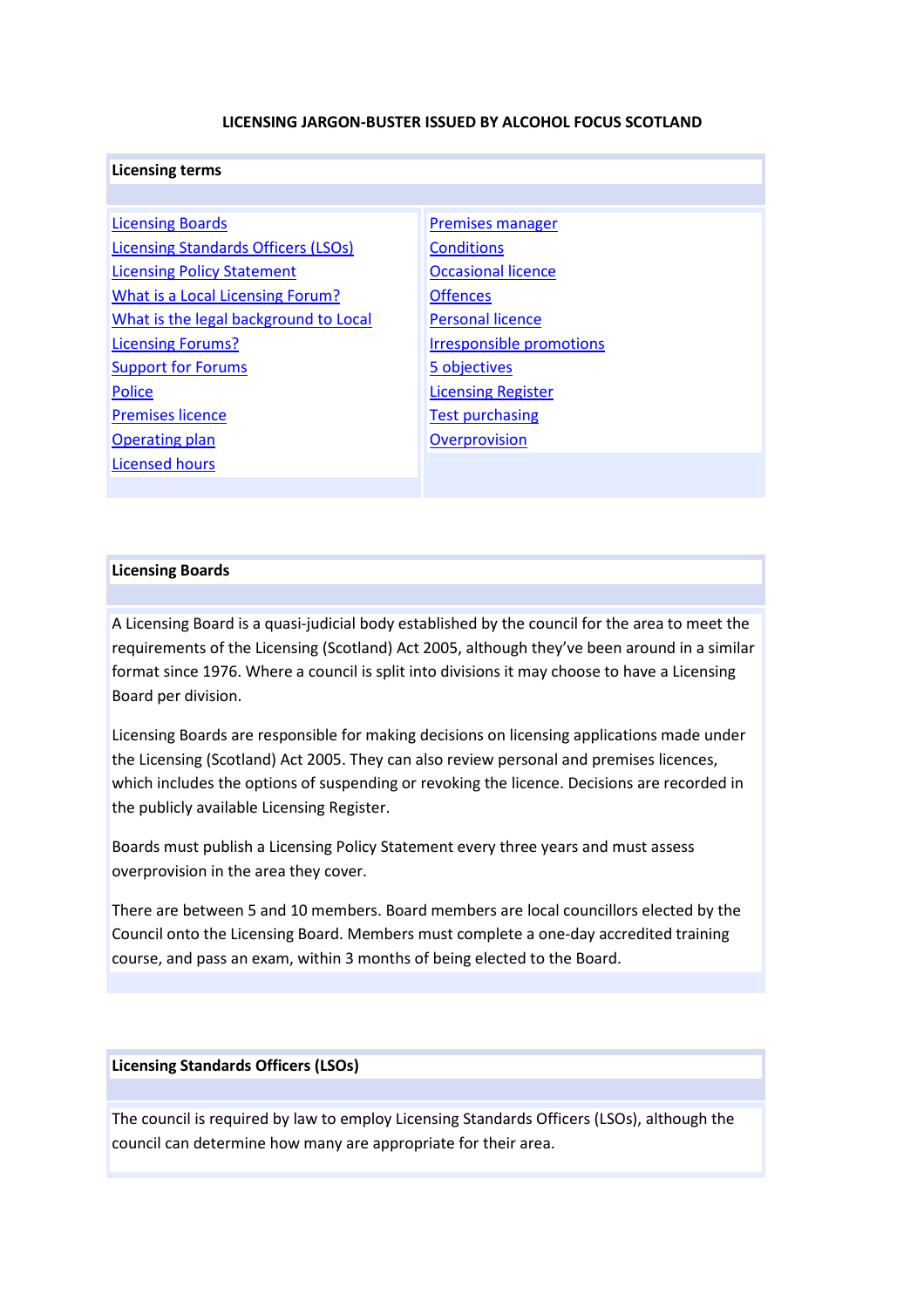# LICENSING JARGON-BUSTER ISSUED BY ALCOHOL FOCUS SCOTLAND

## Licensing terms

| | |
|---|---|
| Licensing Boards | Premises manager |
| Licensing Standards Officers (LSOs) | Conditions |
| Licensing Policy Statement | Occasional licence |
| What is a Local Licensing Forum? | Offences |
| What is the legal background to Local Licensing Forums? | Personal licence |
| Support for Forums | Irresponsible promotions |
| Police | 5 objectives |
| Premises licence | Licensing Register |
| Operating plan | Test purchasing |
| Licensed hours | Overprovision |

## Licensing Boards

A Licensing Board is a quasi-judicial body established by the council for the area to meet the requirements of the Licensing (Scotland) Act 2005, although they've been around in a similar format since 1976. Where a council is split into divisions it may choose to have a Licensing Board per division.

Licensing Boards are responsible for making decisions on licensing applications made under the Licensing (Scotland) Act 2005. They can also review personal and premises licences, which includes the options of suspending or revoking the licence. Decisions are recorded in the publicly available Licensing Register.

Boards must publish a Licensing Policy Statement every three years and must assess overprovision in the area they cover.

There are between 5 and 10 members. Board members are local councillors elected by the Council onto the Licensing Board. Members must complete a one-day accredited training course, and pass an exam, within 3 months of being elected to the Board.

## Licensing Standards Officers (LSOs)

The council is required by law to employ Licensing Standards Officers (LSOs), although the council can determine how many are appropriate for their area.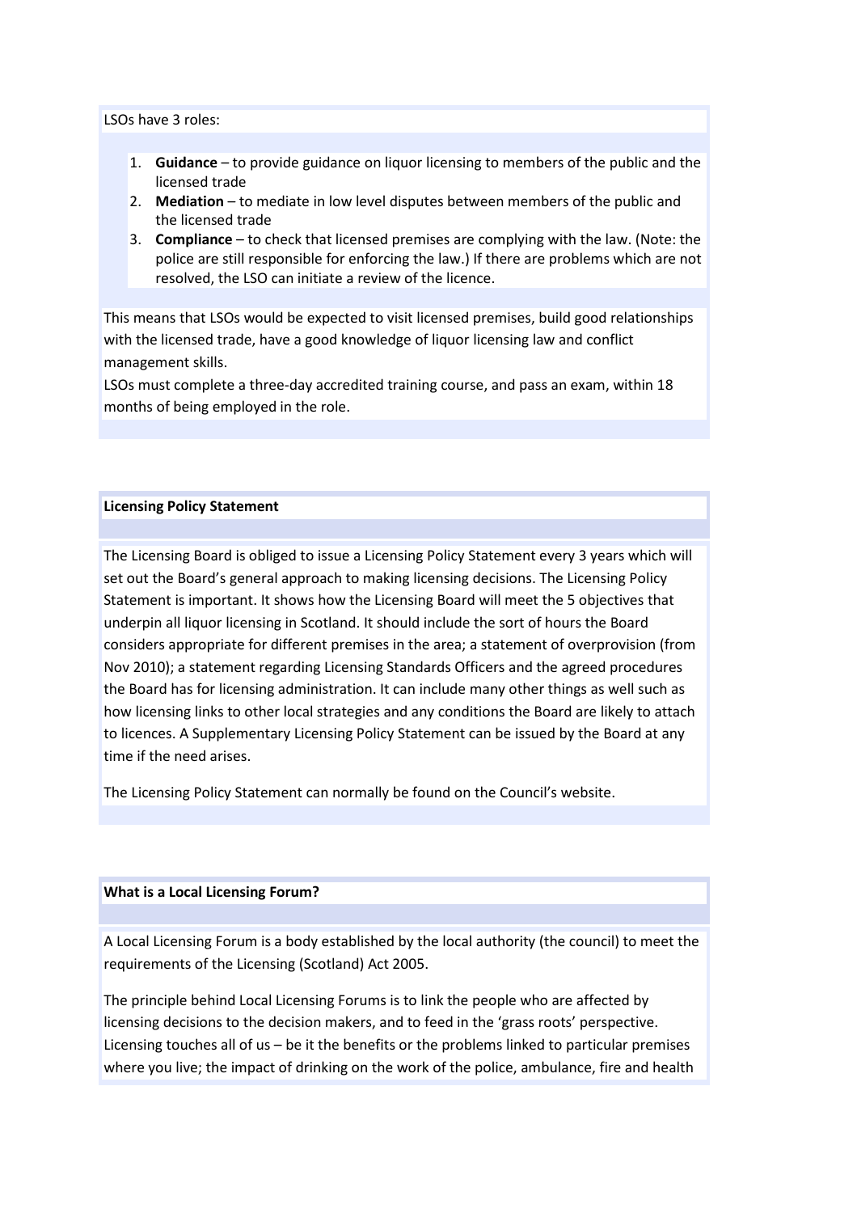LSOs have 3 roles:

1. **Guidance** – to provide guidance on liquor licensing to members of the public and the licensed trade
2. **Mediation** – to mediate in low level disputes between members of the public and the licensed trade
3. **Compliance** – to check that licensed premises are complying with the law. (Note: the police are still responsible for enforcing the law.) If there are problems which are not resolved, the LSO can initiate a review of the licence.

This means that LSOs would be expected to visit licensed premises, build good relationships with the licensed trade, have a good knowledge of liquor licensing law and conflict management skills.

LSOs must complete a three-day accredited training course, and pass an exam, within 18 months of being employed in the role.

**Licensing Policy Statement**

The Licensing Board is obliged to issue a Licensing Policy Statement every 3 years which will set out the Board's general approach to making licensing decisions. The Licensing Policy Statement is important. It shows how the Licensing Board will meet the 5 objectives that underpin all liquor licensing in Scotland. It should include the sort of hours the Board considers appropriate for different premises in the area; a statement of overprovision (from Nov 2010); a statement regarding Licensing Standards Officers and the agreed procedures the Board has for licensing administration. It can include many other things as well such as how licensing links to other local strategies and any conditions the Board are likely to attach to licences. A Supplementary Licensing Policy Statement can be issued by the Board at any time if the need arises.

The Licensing Policy Statement can normally be found on the Council's website.

**What is a Local Licensing Forum?**

A Local Licensing Forum is a body established by the local authority (the council) to meet the requirements of the Licensing (Scotland) Act 2005.

The principle behind Local Licensing Forums is to link the people who are affected by licensing decisions to the decision makers, and to feed in the 'grass roots' perspective. Licensing touches all of us – be it the benefits or the problems linked to particular premises where you live; the impact of drinking on the work of the police, ambulance, fire and health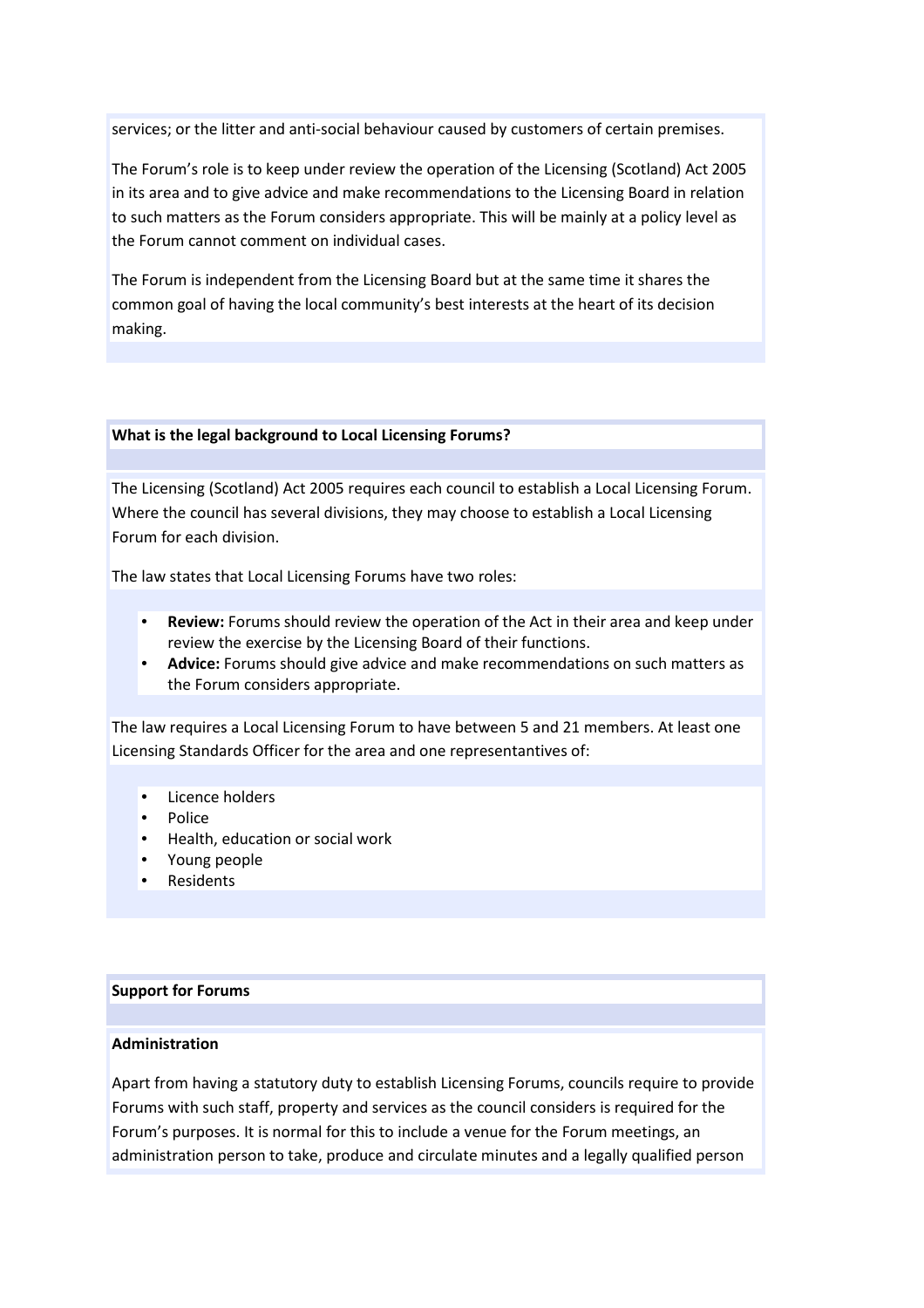services; or the litter and anti-social behaviour caused by customers of certain premises.

The Forum's role is to keep under review the operation of the Licensing (Scotland) Act 2005 in its area and to give advice and make recommendations to the Licensing Board in relation to such matters as the Forum considers appropriate. This will be mainly at a policy level as the Forum cannot comment on individual cases.

The Forum is independent from the Licensing Board but at the same time it shares the common goal of having the local community's best interests at the heart of its decision making.

## What is the legal background to Local Licensing Forums?

The Licensing (Scotland) Act 2005 requires each council to establish a Local Licensing Forum. Where the council has several divisions, they may choose to establish a Local Licensing Forum for each division.

The law states that Local Licensing Forums have two roles:

- **Review:** Forums should review the operation of the Act in their area and keep under review the exercise by the Licensing Board of their functions.
- **Advice:** Forums should give advice and make recommendations on such matters as the Forum considers appropriate.

The law requires a Local Licensing Forum to have between 5 and 21 members. At least one Licensing Standards Officer for the area and one representantives of:

- Licence holders
- Police
- Health, education or social work
- Young people
- Residents

## Support for Forums

### Administration

Apart from having a statutory duty to establish Licensing Forums, councils require to provide Forums with such staff, property and services as the council considers is required for the Forum's purposes. It is normal for this to include a venue for the Forum meetings, an administration person to take, produce and circulate minutes and a legally qualified person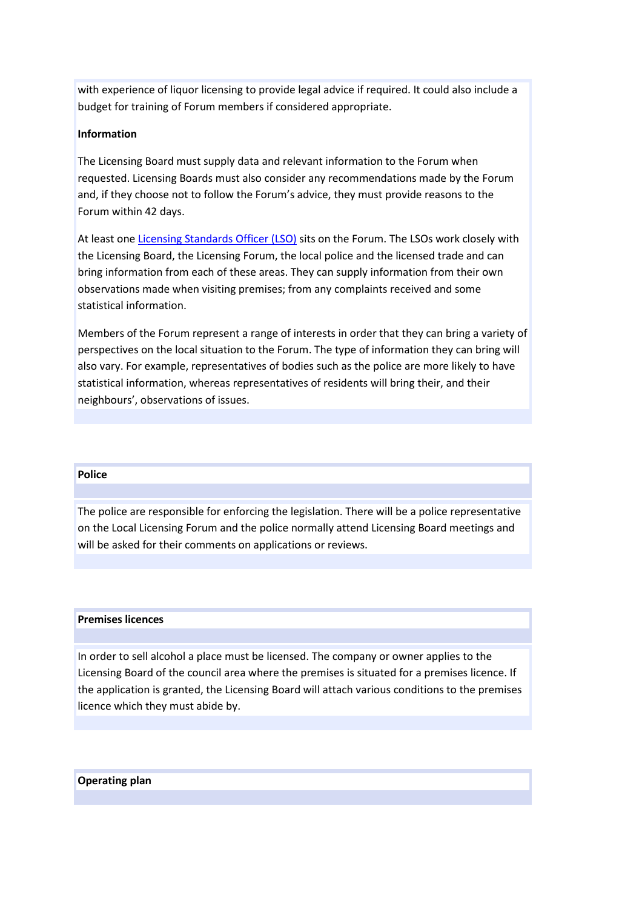with experience of liquor licensing to provide legal advice if required. It could also include a budget for training of Forum members if considered appropriate.

**Information**

The Licensing Board must supply data and relevant information to the Forum when requested. Licensing Boards must also consider any recommendations made by the Forum and, if they choose not to follow the Forum's advice, they must provide reasons to the Forum within 42 days.

At least one Licensing Standards Officer (LSO) sits on the Forum. The LSOs work closely with the Licensing Board, the Licensing Forum, the local police and the licensed trade and can bring information from each of these areas. They can supply information from their own observations made when visiting premises; from any complaints received and some statistical information.

Members of the Forum represent a range of interests in order that they can bring a variety of perspectives on the local situation to the Forum. The type of information they can bring will also vary. For example, representatives of bodies such as the police are more likely to have statistical information, whereas representatives of residents will bring their, and their neighbours', observations of issues.

**Police**

The police are responsible for enforcing the legislation. There will be a police representative on the Local Licensing Forum and the police normally attend Licensing Board meetings and will be asked for their comments on applications or reviews.

**Premises licences**

In order to sell alcohol a place must be licensed. The company or owner applies to the Licensing Board of the council area where the premises is situated for a premises licence. If the application is granted, the Licensing Board will attach various conditions to the premises licence which they must abide by.

**Operating plan**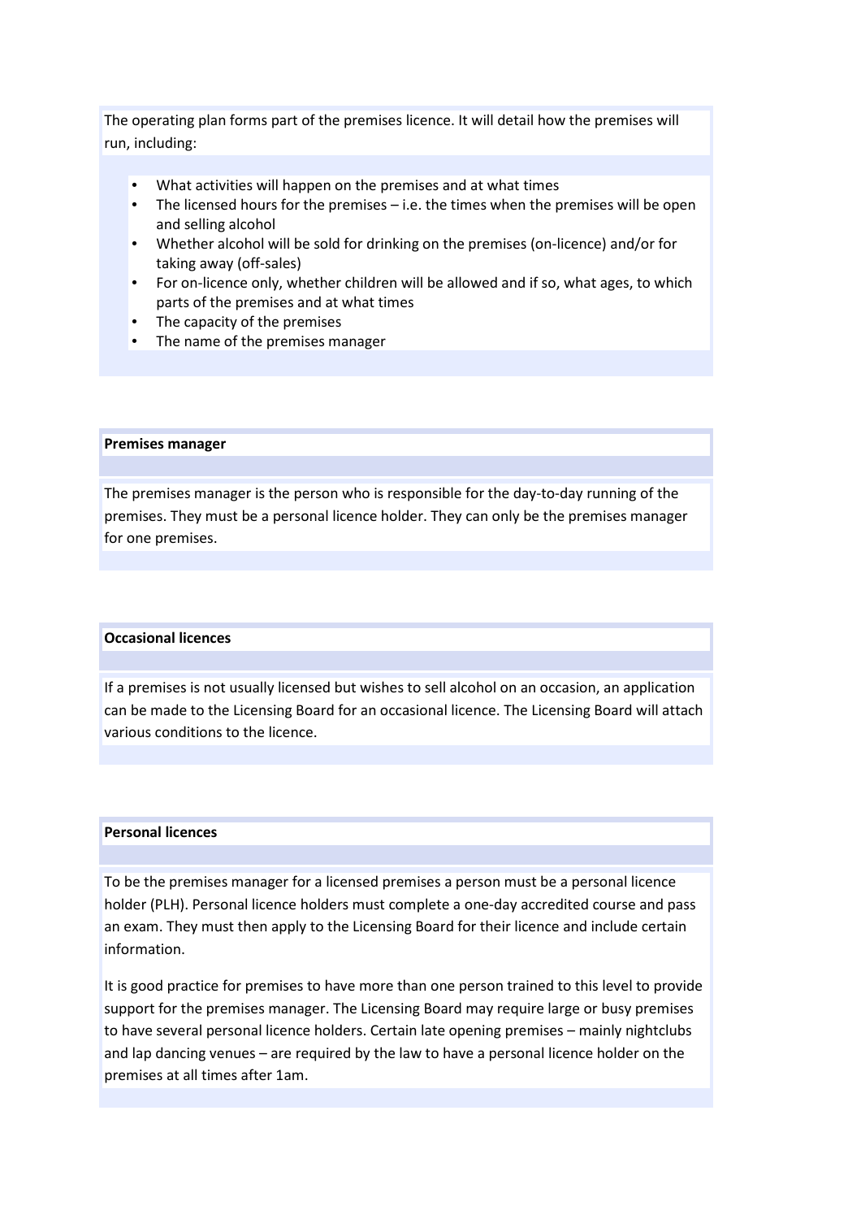The operating plan forms part of the premises licence. It will detail how the premises will run, including:

- What activities will happen on the premises and at what times
- The licensed hours for the premises – i.e. the times when the premises will be open and selling alcohol
- Whether alcohol will be sold for drinking on the premises (on-licence) and/or for taking away (off-sales)
- For on-licence only, whether children will be allowed and if so, what ages, to which parts of the premises and at what times
- The capacity of the premises
- The name of the premises manager

**Premises manager**

The premises manager is the person who is responsible for the day-to-day running of the premises. They must be a personal licence holder. They can only be the premises manager for one premises.

**Occasional licences**

If a premises is not usually licensed but wishes to sell alcohol on an occasion, an application can be made to the Licensing Board for an occasional licence. The Licensing Board will attach various conditions to the licence.

**Personal licences**

To be the premises manager for a licensed premises a person must be a personal licence holder (PLH). Personal licence holders must complete a one-day accredited course and pass an exam. They must then apply to the Licensing Board for their licence and include certain information.

It is good practice for premises to have more than one person trained to this level to provide support for the premises manager. The Licensing Board may require large or busy premises to have several personal licence holders. Certain late opening premises – mainly nightclubs and lap dancing venues – are required by the law to have a personal licence holder on the premises at all times after 1am.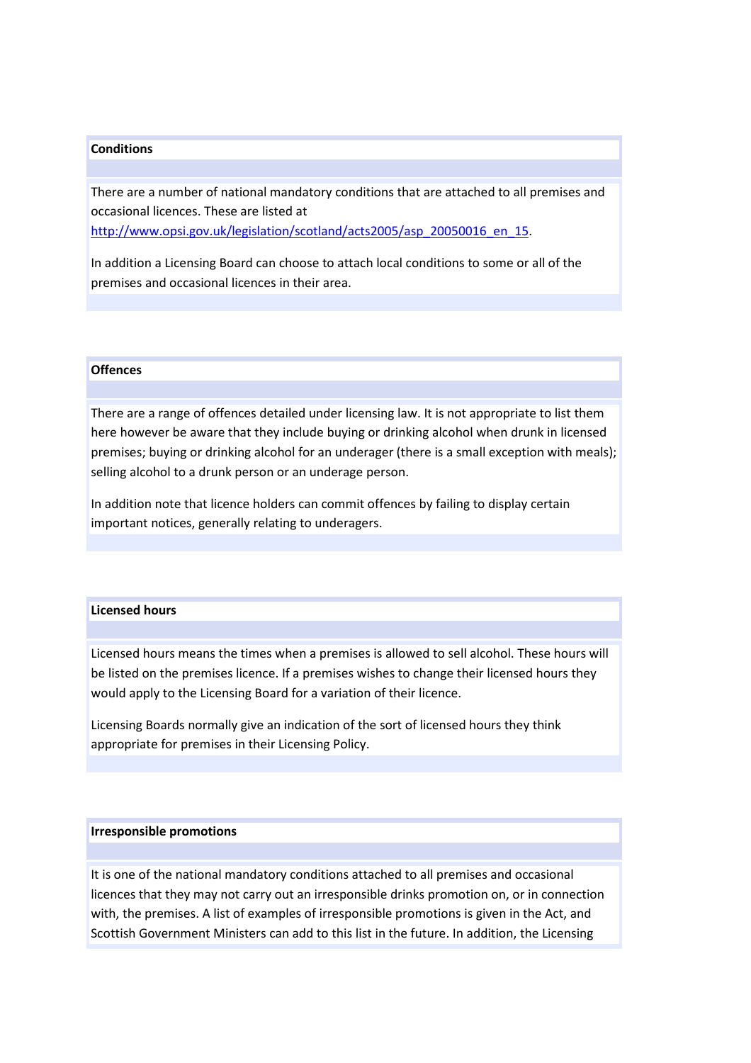## Conditions

There are a number of national mandatory conditions that are attached to all premises and occasional licences. These are listed at [http://www.opsi.gov.uk/legislation/scotland/acts2005/asp_20050016_en_15](http://www.opsi.gov.uk/legislation/scotland/acts2005/asp_20050016_en_15).

In addition a Licensing Board can choose to attach local conditions to some or all of the premises and occasional licences in their area.

## Offences

There are a range of offences detailed under licensing law. It is not appropriate to list them here however be aware that they include buying or drinking alcohol when drunk in licensed premises; buying or drinking alcohol for an underager (there is a small exception with meals); selling alcohol to a drunk person or an underage person.

In addition note that licence holders can commit offences by failing to display certain important notices, generally relating to underagers.

## Licensed hours

Licensed hours means the times when a premises is allowed to sell alcohol. These hours will be listed on the premises licence. If a premises wishes to change their licensed hours they would apply to the Licensing Board for a variation of their licence.

Licensing Boards normally give an indication of the sort of licensed hours they think appropriate for premises in their Licensing Policy.

## Irresponsible promotions

It is one of the national mandatory conditions attached to all premises and occasional licences that they may not carry out an irresponsible drinks promotion on, or in connection with, the premises. A list of examples of irresponsible promotions is given in the Act, and Scottish Government Ministers can add to this list in the future. In addition, the Licensing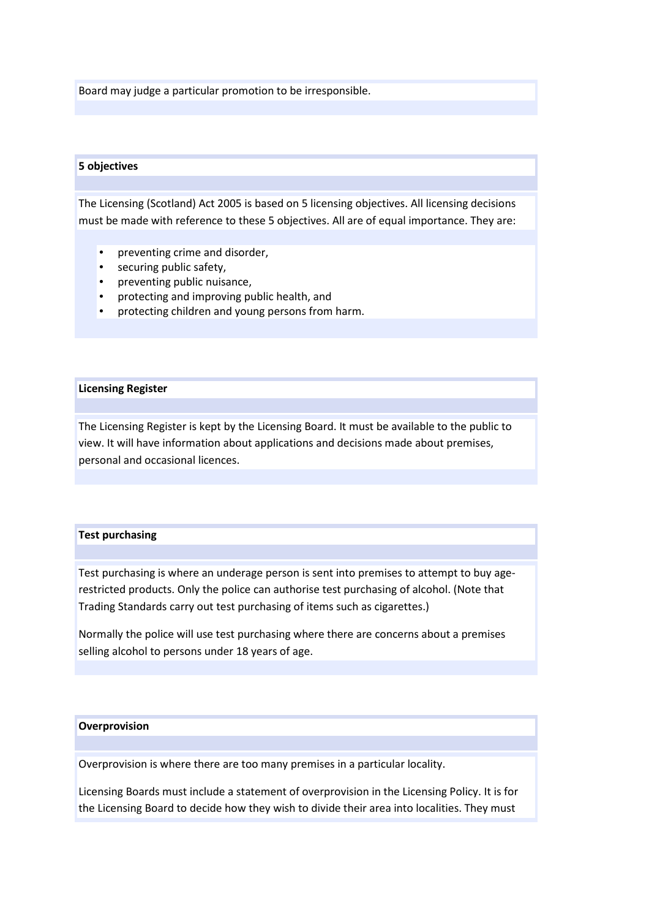Board may judge a particular promotion to be irresponsible.

**5 objectives**

The Licensing (Scotland) Act 2005 is based on 5 licensing objectives. All licensing decisions must be made with reference to these 5 objectives. All are of equal importance. They are:

- preventing crime and disorder,
- securing public safety,
- preventing public nuisance,
- protecting and improving public health, and
- protecting children and young persons from harm.

**Licensing Register**

The Licensing Register is kept by the Licensing Board. It must be available to the public to view. It will have information about applications and decisions made about premises, personal and occasional licences.

**Test purchasing**

Test purchasing is where an underage person is sent into premises to attempt to buy age-restricted products. Only the police can authorise test purchasing of alcohol. (Note that Trading Standards carry out test purchasing of items such as cigarettes.)

Normally the police will use test purchasing where there are concerns about a premises selling alcohol to persons under 18 years of age.

**Overprovision**

Overprovision is where there are too many premises in a particular locality.

Licensing Boards must include a statement of overprovision in the Licensing Policy. It is for the Licensing Board to decide how they wish to divide their area into localities. They must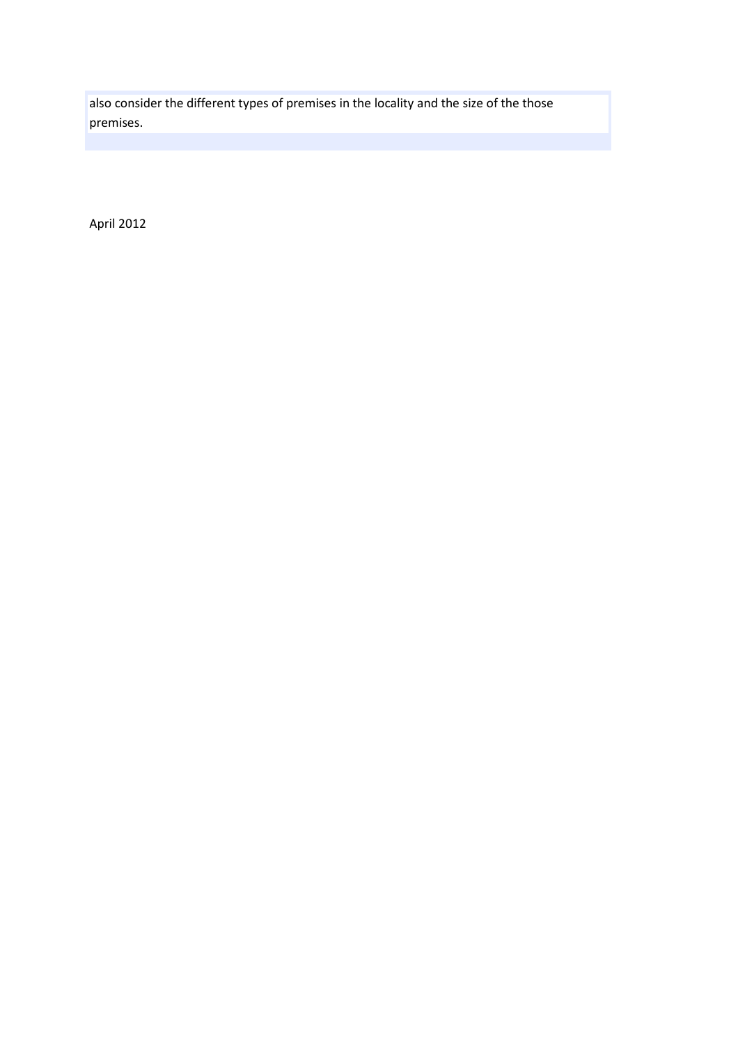also consider the different types of premises in the locality and the size of the those premises.

April 2012